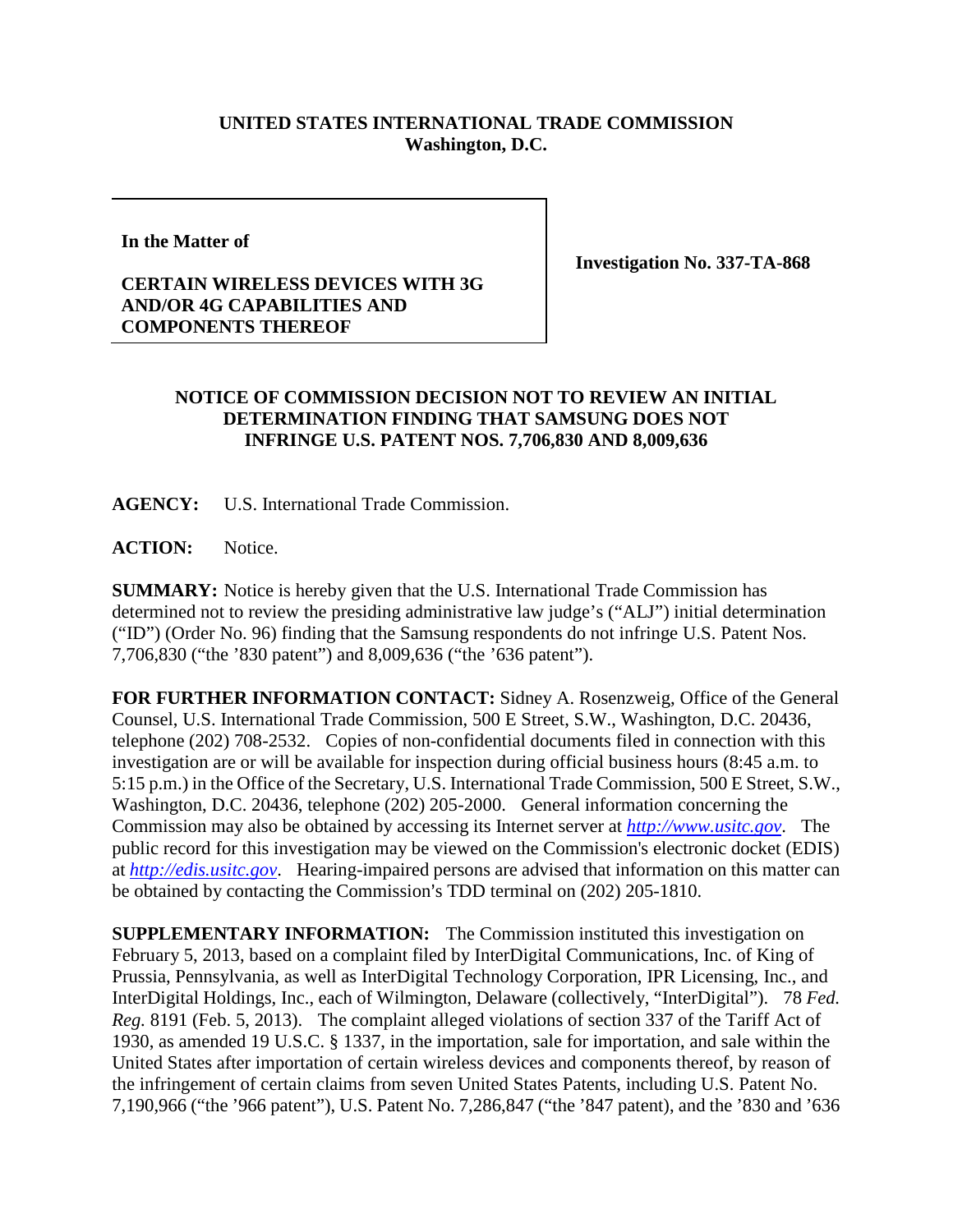**UNITED STATES INTERNATIONAL TRADE COMMISSION**
**Washington, D.C.**

**In the Matter of**

**CERTAIN WIRELESS DEVICES WITH 3G AND/OR 4G CAPABILITIES AND COMPONENTS THEREOF**

**Investigation No. 337-TA-868**

## NOTICE OF COMMISSION DECISION NOT TO REVIEW AN INITIAL DETERMINATION FINDING THAT SAMSUNG DOES NOT INFRINGE U.S. PATENT NOS. 7,706,830 AND 8,009,636

**AGENCY:** U.S. International Trade Commission.

**ACTION:** Notice.

**SUMMARY:** Notice is hereby given that the U.S. International Trade Commission has determined not to review the presiding administrative law judge's ("ALJ") initial determination ("ID") (Order No. 96) finding that the Samsung respondents do not infringe U.S. Patent Nos. 7,706,830 ("the '830 patent") and 8,009,636 ("the '636 patent").

**FOR FURTHER INFORMATION CONTACT:** Sidney A. Rosenzweig, Office of the General Counsel, U.S. International Trade Commission, 500 E Street, S.W., Washington, D.C. 20436, telephone (202) 708-2532. Copies of non-confidential documents filed in connection with this investigation are or will be available for inspection during official business hours (8:45 a.m. to 5:15 p.m.) in the Office of the Secretary, U.S. International Trade Commission, 500 E Street, S.W., Washington, D.C. 20436, telephone (202) 205-2000. General information concerning the Commission may also be obtained by accessing its Internet server at *http://www.usitc.gov*. The public record for this investigation may be viewed on the Commission's electronic docket (EDIS) at *http://edis.usitc.gov*. Hearing-impaired persons are advised that information on this matter can be obtained by contacting the Commission's TDD terminal on (202) 205-1810.

**SUPPLEMENTARY INFORMATION:** The Commission instituted this investigation on February 5, 2013, based on a complaint filed by InterDigital Communications, Inc. of King of Prussia, Pennsylvania, as well as InterDigital Technology Corporation, IPR Licensing, Inc., and InterDigital Holdings, Inc., each of Wilmington, Delaware (collectively, "InterDigital"). 78 *Fed. Reg.* 8191 (Feb. 5, 2013). The complaint alleged violations of section 337 of the Tariff Act of 1930, as amended 19 U.S.C. § 1337, in the importation, sale for importation, and sale within the United States after importation of certain wireless devices and components thereof, by reason of the infringement of certain claims from seven United States Patents, including U.S. Patent No. 7,190,966 ("the '966 patent"), U.S. Patent No. 7,286,847 ("the '847 patent), and the '830 and '636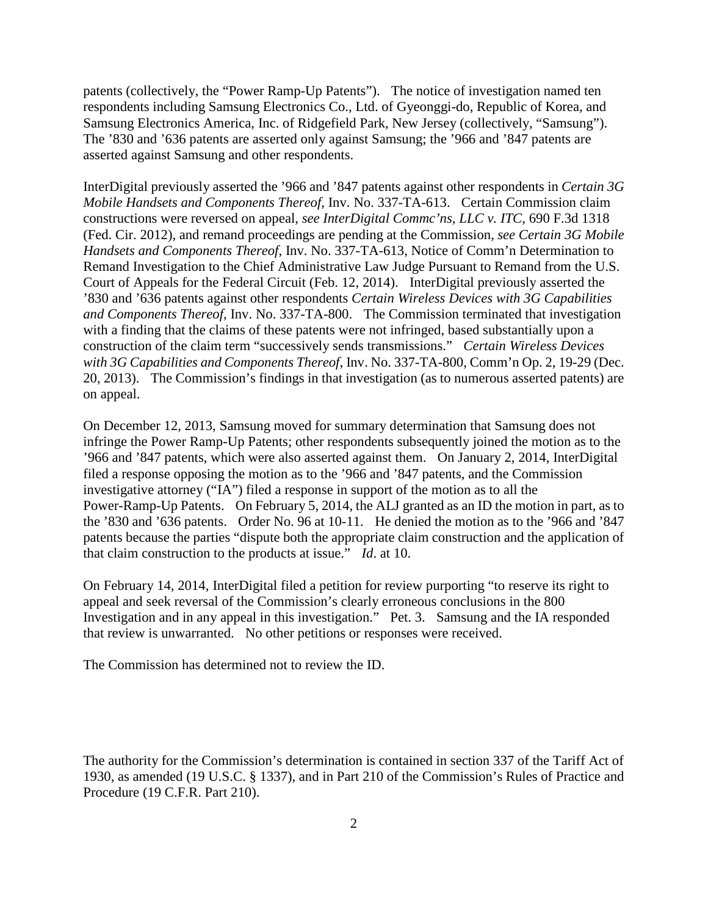patents (collectively, the "Power Ramp-Up Patents"). The notice of investigation named ten respondents including Samsung Electronics Co., Ltd. of Gyeonggi-do, Republic of Korea, and Samsung Electronics America, Inc. of Ridgefield Park, New Jersey (collectively, "Samsung"). The '830 and '636 patents are asserted only against Samsung; the '966 and '847 patents are asserted against Samsung and other respondents.

InterDigital previously asserted the '966 and '847 patents against other respondents in *Certain 3G Mobile Handsets and Components Thereof*, Inv. No. 337-TA-613. Certain Commission claim constructions were reversed on appeal, *see InterDigital Commc'ns, LLC v. ITC*, 690 F.3d 1318 (Fed. Cir. 2012), and remand proceedings are pending at the Commission, *see Certain 3G Mobile Handsets and Components Thereof*, Inv. No. 337-TA-613, Notice of Comm'n Determination to Remand Investigation to the Chief Administrative Law Judge Pursuant to Remand from the U.S. Court of Appeals for the Federal Circuit (Feb. 12, 2014). InterDigital previously asserted the '830 and '636 patents against other respondents *Certain Wireless Devices with 3G Capabilities and Components Thereof*, Inv. No. 337-TA-800. The Commission terminated that investigation with a finding that the claims of these patents were not infringed, based substantially upon a construction of the claim term "successively sends transmissions." *Certain Wireless Devices with 3G Capabilities and Components Thereof*, Inv. No. 337-TA-800, Comm'n Op. 2, 19-29 (Dec. 20, 2013). The Commission's findings in that investigation (as to numerous asserted patents) are on appeal.

On December 12, 2013, Samsung moved for summary determination that Samsung does not infringe the Power Ramp-Up Patents; other respondents subsequently joined the motion as to the '966 and '847 patents, which were also asserted against them. On January 2, 2014, InterDigital filed a response opposing the motion as to the '966 and '847 patents, and the Commission investigative attorney ("IA") filed a response in support of the motion as to all the Power-Ramp-Up Patents. On February 5, 2014, the ALJ granted as an ID the motion in part, as to the '830 and '636 patents. Order No. 96 at 10-11. He denied the motion as to the '966 and '847 patents because the parties "dispute both the appropriate claim construction and the application of that claim construction to the products at issue." *Id*. at 10.

On February 14, 2014, InterDigital filed a petition for review purporting "to reserve its right to appeal and seek reversal of the Commission's clearly erroneous conclusions in the 800 Investigation and in any appeal in this investigation." Pet. 3. Samsung and the IA responded that review is unwarranted. No other petitions or responses were received.

The Commission has determined not to review the ID.

The authority for the Commission's determination is contained in section 337 of the Tariff Act of 1930, as amended (19 U.S.C. § 1337), and in Part 210 of the Commission's Rules of Practice and Procedure (19 C.F.R. Part 210).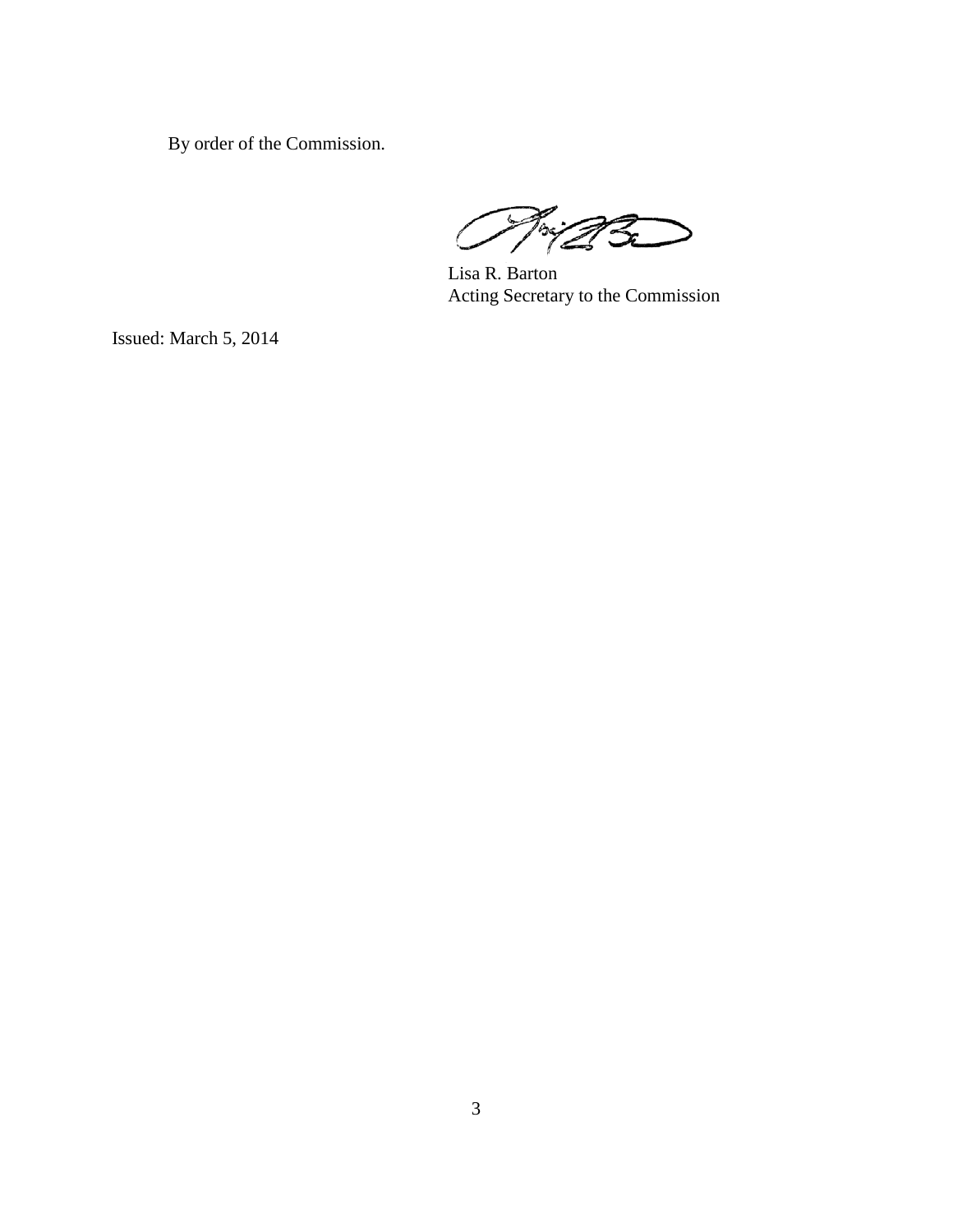By order of the Commission.

Lisa R. Barton
Acting Secretary to the Commission

Issued: March 5, 2014